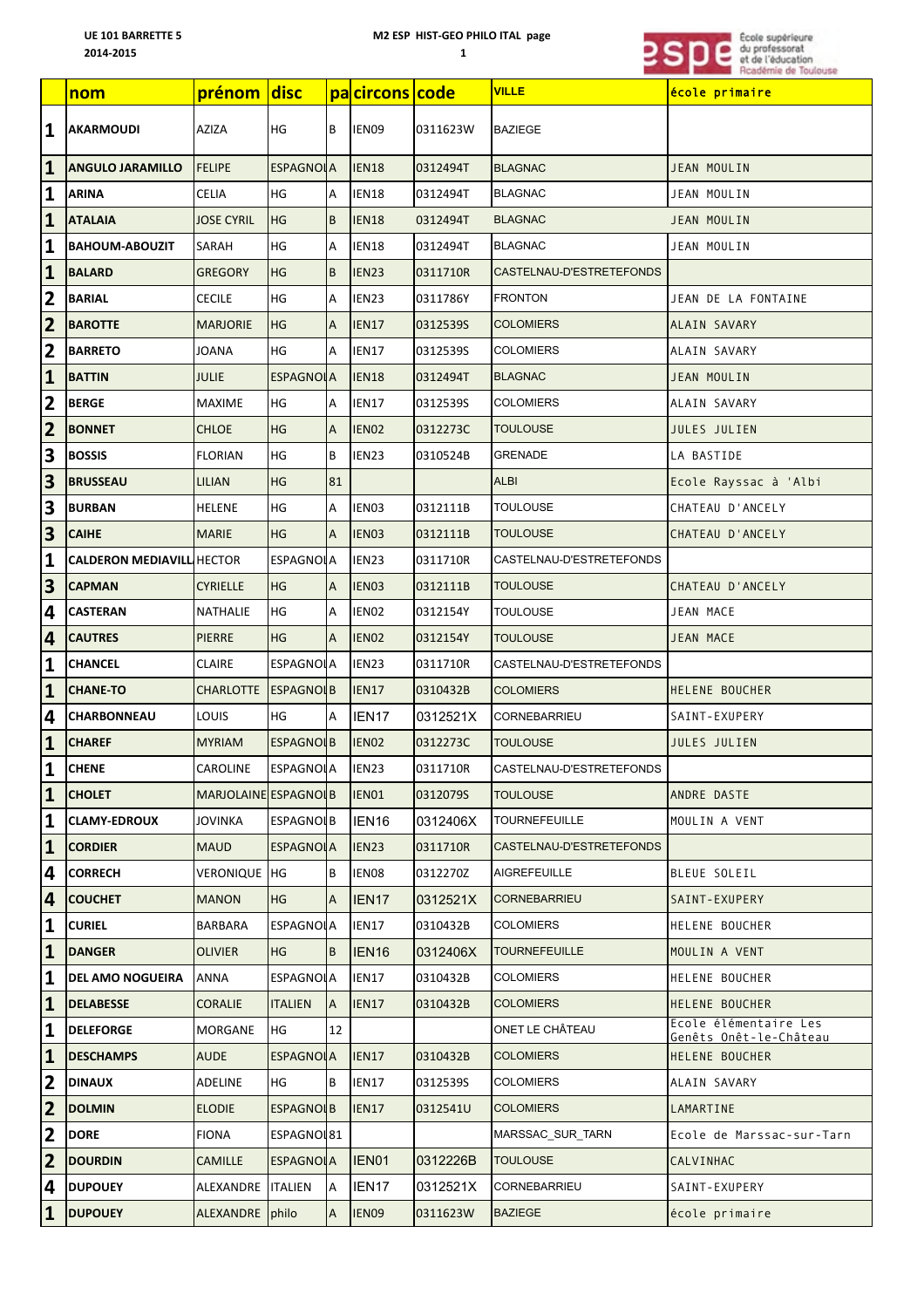UE 101 BARRETTE 5
2014-2015

M2 ESP HIST-GEO PHILO ITAL page 1

| | nom | prénom | disc | pa | circons | code | VILLE | école primaire |
|---|---|---|---|---|---|---|---|---|
| 1 | AKARMOUDI | AZIZA | HG | B | IEN09 | 0311623W | BAZIEGE | |
| 1 | ANGULO JARAMILLO | FELIPE | ESPAGNOL | A | IEN18 | 0312494T | BLAGNAC | JEAN MOULIN |
| 1 | ARINA | CELIA | HG | A | IEN18 | 0312494T | BLAGNAC | JEAN MOULIN |
| 1 | ATALAIA | JOSE CYRIL | HG | B | IEN18 | 0312494T | BLAGNAC | JEAN MOULIN |
| 1 | BAHOUM-ABOUZIT | SARAH | HG | A | IEN18 | 0312494T | BLAGNAC | JEAN MOULIN |
| 1 | BALARD | GREGORY | HG | B | IEN23 | 0311710R | CASTELNAU-D'ESTRETEFONDS | |
| 2 | BARIAL | CECILE | HG | A | IEN23 | 0311786Y | FRONTON | JEAN DE LA FONTAINE |
| 2 | BAROTTE | MARJORIE | HG | A | IEN17 | 0312539S | COLOMIERS | ALAIN SAVARY |
| 2 | BARRETO | JOANA | HG | A | IEN17 | 0312539S | COLOMIERS | ALAIN SAVARY |
| 1 | BATTIN | JULIE | ESPAGNOL | A | IEN18 | 0312494T | BLAGNAC | JEAN MOULIN |
| 2 | BERGE | MAXIME | HG | A | IEN17 | 0312539S | COLOMIERS | ALAIN SAVARY |
| 2 | BONNET | CHLOE | HG | A | IEN02 | 0312273C | TOULOUSE | JULES JULIEN |
| 3 | BOSSIS | FLORIAN | HG | B | IEN23 | 0310524B | GRENADE | LA BASTIDE |
| 3 | BRUSSEAU | LILIAN | HG | 81 | | | ALBI | Ecole Rayssac à 'Albi |
| 3 | BURBAN | HELENE | HG | A | IEN03 | 0312111B | TOULOUSE | CHATEAU D'ANCELY |
| 3 | CAIHE | MARIE | HG | A | IEN03 | 0312111B | TOULOUSE | CHATEAU D'ANCELY |
| 1 | CALDERON MEDIAVILL | HECTOR | ESPAGNOL | A | IEN23 | 0311710R | CASTELNAU-D'ESTRETEFONDS | |
| 3 | CAPMAN | CYRIELLE | HG | A | IEN03 | 0312111B | TOULOUSE | CHATEAU D'ANCELY |
| 4 | CASTERAN | NATHALIE | HG | A | IEN02 | 0312154Y | TOULOUSE | JEAN MACE |
| 4 | CAUTRES | PIERRE | HG | A | IEN02 | 0312154Y | TOULOUSE | JEAN MACE |
| 1 | CHANCEL | CLAIRE | ESPAGNOL | A | IEN23 | 0311710R | CASTELNAU-D'ESTRETEFONDS | |
| 1 | CHANE-TO | CHARLOTTE | ESPAGNOL | B | IEN17 | 0310432B | COLOMIERS | HELENE BOUCHER |
| 4 | CHARBONNEAU | LOUIS | HG | A | IEN17 | 0312521X | CORNEBARRIEU | SAINT-EXUPERY |
| 1 | CHAREF | MYRIAM | ESPAGNOL | B | IEN02 | 0312273C | TOULOUSE | JULES JULIEN |
| 1 | CHENE | CAROLINE | ESPAGNOL | A | IEN23 | 0311710R | CASTELNAU-D'ESTRETEFONDS | |
| 1 | CHOLET | MARJOLAINE | ESPAGNOL | B | IEN01 | 0312079S | TOULOUSE | ANDRE DASTE |
| 1 | CLAMY-EDROUX | JOVINKA | ESPAGNOL | B | IEN16 | 0312406X | TOURNEFEUILLE | MOULIN A VENT |
| 1 | CORDIER | MAUD | ESPAGNOL | A | IEN23 | 0311710R | CASTELNAU-D'ESTRETEFONDS | |
| 4 | CORRECH | VERONIQUE | HG | B | IEN08 | 0312270Z | AIGREFEUILLE | BLEUE SOLEIL |
| 4 | COUCHET | MANON | HG | A | IEN17 | 0312521X | CORNEBARRIEU | SAINT-EXUPERY |
| 1 | CURIEL | BARBARA | ESPAGNOL | A | IEN17 | 0310432B | COLOMIERS | HELENE BOUCHER |
| 1 | DANGER | OLIVIER | HG | B | IEN16 | 0312406X | TOURNEFEUILLE | MOULIN A VENT |
| 1 | DEL AMO NOGUEIRA | ANNA | ESPAGNOL | A | IEN17 | 0310432B | COLOMIERS | HELENE BOUCHER |
| 1 | DELABESSE | CORALIE | ITALIEN | A | IEN17 | 0310432B | COLOMIERS | HELENE BOUCHER |
| 1 | DELEFORGE | MORGANE | HG | 12 | | | ONET LE CHÂTEAU | Ecole élémentaire Les Genêts Onêt-le-Château |
| 1 | DESCHAMPS | AUDE | ESPAGNOL | A | IEN17 | 0310432B | COLOMIERS | HELENE BOUCHER |
| 2 | DINAUX | ADELINE | HG | B | IEN17 | 0312539S | COLOMIERS | ALAIN SAVARY |
| 2 | DOLMIN | ELODIE | ESPAGNOL | B | IEN17 | 0312541U | COLOMIERS | LAMARTINE |
| 2 | DORE | FIONA | ESPAGNOL | 81 | | | MARSSAC_SUR_TARN | Ecole de Marssac-sur-Tarn |
| 2 | DOURDIN | CAMILLE | ESPAGNOL | A | IEN01 | 0312226B | TOULOUSE | CALVINHAC |
| 4 | DUPOUEY | ALEXANDRE | ITALIEN | A | IEN17 | 0312521X | CORNEBARRIEU | SAINT-EXUPERY |
| 1 | DUPOUEY | ALEXANDRE | philo | A | IEN09 | 0311623W | BAZIEGE | école primaire |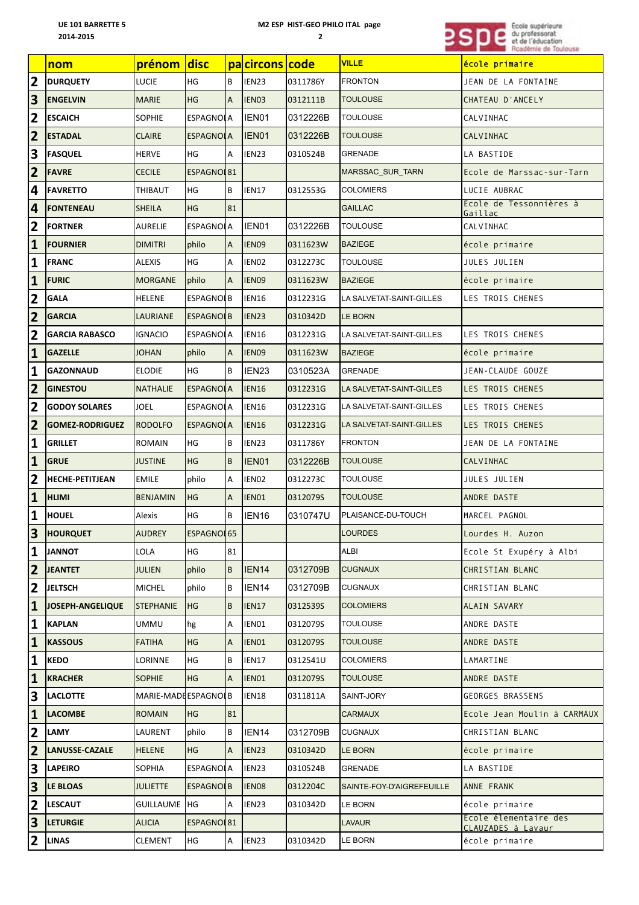UE 101 BARRETTE 5
2014-2015

M2 ESP HIST-GEO PHILO ITAL page 2

| | nom | prénom | disc | pa | circons | code | VILLE | école primaire |
|---|---|---|---|---|---|---|---|---|
| 2 | DURQUETY | LUCIE | HG | B | IEN23 | 0311786Y | FRONTON | JEAN DE LA FONTAINE |
| 3 | ENGELVIN | MARIE | HG | A | IEN03 | 0312111B | TOULOUSE | CHATEAU D'ANCELY |
| 2 | ESCAICH | SOPHIE | ESPAGNOL | A | IEN01 | 0312226B | TOULOUSE | CALVINHAC |
| 2 | ESTADAL | CLAIRE | ESPAGNOL | A | IEN01 | 0312226B | TOULOUSE | CALVINHAC |
| 3 | FASQUEL | HERVE | HG | A | IEN23 | 0310524B | GRENADE | LA BASTIDE |
| 2 | FAVRE | CECILE | ESPAGNOL | 81 | | | MARSSAC_SUR_TARN | Ecole de Marssac-sur-Tarn |
| 4 | FAVRETTO | THIBAUT | HG | B | IEN17 | 0312553G | COLOMIERS | LUCIE AUBRAC |
| 4 | FONTENEAU | SHEILA | HG | 81 | | | GAILLAC | Ecole de Tessonnières à Gaillac |
| 2 | FORTNER | AURELIE | ESPAGNOL | A | IEN01 | 0312226B | TOULOUSE | CALVINHAC |
| 1 | FOURNIER | DIMITRI | philo | A | IEN09 | 0311623W | BAZIEGE | école primaire |
| 1 | FRANC | ALEXIS | HG | A | IEN02 | 0312273C | TOULOUSE | JULES JULIEN |
| 1 | FURIC | MORGANE | philo | A | IEN09 | 0311623W | BAZIEGE | école primaire |
| 2 | GALA | HELENE | ESPAGNOL | B | IEN16 | 0312231G | LA SALVETAT-SAINT-GILLES | LES TROIS CHENES |
| 2 | GARCIA | LAURIANE | ESPAGNOL | B | IEN23 | 0310342D | LE BORN | |
| 2 | GARCIA RABASCO | IGNACIO | ESPAGNOL | A | IEN16 | 0312231G | LA SALVETAT-SAINT-GILLES | LES TROIS CHENES |
| 1 | GAZELLE | JOHAN | philo | A | IEN09 | 0311623W | BAZIEGE | école primaire |
| 1 | GAZONNAUD | ELODIE | HG | B | IEN23 | 0310523A | GRENADE | JEAN-CLAUDE GOUZE |
| 2 | GINESTOU | NATHALIE | ESPAGNOL | A | IEN16 | 0312231G | LA SALVETAT-SAINT-GILLES | LES TROIS CHENES |
| 2 | GODOY SOLARES | JOEL | ESPAGNOL | A | IEN16 | 0312231G | LA SALVETAT-SAINT-GILLES | LES TROIS CHENES |
| 2 | GOMEZ-RODRIGUEZ | RODOLFO | ESPAGNOL | A | IEN16 | 0312231G | LA SALVETAT-SAINT-GILLES | LES TROIS CHENES |
| 1 | GRILLET | ROMAIN | HG | B | IEN23 | 0311786Y | FRONTON | JEAN DE LA FONTAINE |
| 1 | GRUE | JUSTINE | HG | B | IEN01 | 0312226B | TOULOUSE | CALVINHAC |
| 2 | HECHE-PETITJEAN | EMILE | philo | A | IEN02 | 0312273C | TOULOUSE | JULES JULIEN |
| 1 | HLIMI | BENJAMIN | HG | A | IEN01 | 0312079S | TOULOUSE | ANDRE DASTE |
| 1 | HOUEL | Alexis | HG | B | IEN16 | 0310747U | PLAISANCE-DU-TOUCH | MARCEL PAGNOL |
| 3 | HOURQUET | AUDREY | ESPAGNOL | 65 | | | LOURDES | Lourdes H. Auzon |
| 1 | JANNOT | LOLA | HG | 81 | | | ALBI | Ecole St Exupéry à Albi |
| 2 | JEANTET | JULIEN | philo | B | IEN14 | 0312709B | CUGNAUX | CHRISTIAN BLANC |
| 2 | JELTSCH | MICHEL | philo | B | IEN14 | 0312709B | CUGNAUX | CHRISTIAN BLANC |
| 1 | JOSEPH-ANGELIQUE | STEPHANIE | HG | B | IEN17 | 0312539S | COLOMIERS | ALAIN SAVARY |
| 1 | KAPLAN | UMMU | hg | A | IEN01 | 0312079S | TOULOUSE | ANDRE DASTE |
| 1 | KASSOUS | FATIHA | HG | A | IEN01 | 0312079S | TOULOUSE | ANDRE DASTE |
| 1 | KEDO | LORINNE | HG | B | IEN17 | 0312541U | COLOMIERS | LAMARTINE |
| 1 | KRACHER | SOPHIE | HG | A | IEN01 | 0312079S | TOULOUSE | ANDRE DASTE |
| 3 | LACLOTTE | MARIE-MADE | ESPAGNOL | B | IEN18 | 0311811A | SAINT-JORY | GEORGES BRASSENS |
| 1 | LACOMBE | ROMAIN | HG | 81 | | | CARMAUX | Ecole Jean Moulin à CARMAUX |
| 2 | LAMY | LAURENT | philo | B | IEN14 | 0312709B | CUGNAUX | CHRISTIAN BLANC |
| 2 | LANUSSE-CAZALE | HELENE | HG | A | IEN23 | 0310342D | LE BORN | école primaire |
| 3 | LAPEIRO | SOPHIA | ESPAGNOL | A | IEN23 | 0310524B | GRENADE | LA BASTIDE |
| 3 | LE BLOAS | JULIETTE | ESPAGNOL | B | IEN08 | 0312204C | SAINTE-FOY-D'AIGREFEUILLE | ANNE FRANK |
| 2 | LESCAUT | GUILLAUME | HG | A | IEN23 | 0310342D | LE BORN | école primaire |
| 3 | LETURGIE | ALICIA | ESPAGNOL | 81 | | | LAVAUR | Ecole élementaire des CLAUZADES à Lavaur |
| 2 | LINAS | CLEMENT | HG | A | IEN23 | 0310342D | LE BORN | école primaire |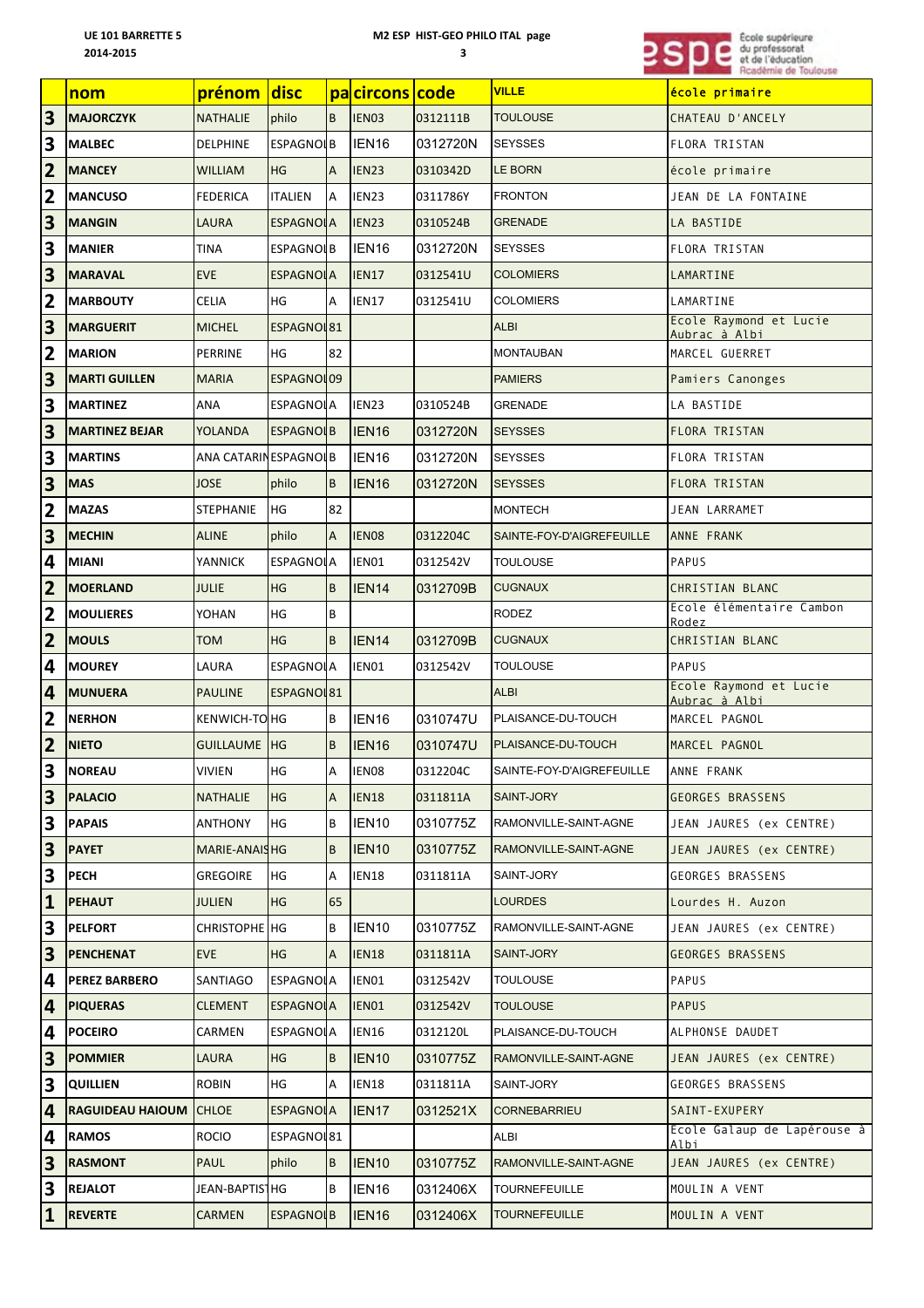UE 101 BARRETTE 5
2014-2015

M2 ESP HIST-GEO PHILO ITAL page 3

| | nom | prénom | disc | pa | circons | code | VILLE | école primaire |
|---|---|---|---|---|---|---|---|---|
| 3 | MAJORCZYK | NATHALIE | philo | B | IEN03 | 0312111B | TOULOUSE | CHATEAU D'ANCELY |
| 3 | MALBEC | DELPHINE | ESPAGNOL | B | IEN16 | 0312720N | SEYSSES | FLORA TRISTAN |
| 2 | MANCEY | WILLIAM | HG | A | IEN23 | 0310342D | LE BORN | école primaire |
| 2 | MANCUSO | FEDERICA | ITALIEN | A | IEN23 | 0311786Y | FRONTON | JEAN DE LA FONTAINE |
| 3 | MANGIN | LAURA | ESPAGNOL | A | IEN23 | 0310524B | GRENADE | LA BASTIDE |
| 3 | MANIER | TINA | ESPAGNOL | B | IEN16 | 0312720N | SEYSSES | FLORA TRISTAN |
| 3 | MARAVAL | EVE | ESPAGNOL | A | IEN17 | 0312541U | COLOMIERS | LAMARTINE |
| 2 | MARBOUTY | CELIA | HG | A | IEN17 | 0312541U | COLOMIERS | LAMARTINE |
| 3 | MARGUERIT | MICHEL | ESPAGNOL | 81 | | | ALBI | Ecole Raymond et Lucie Aubrac à Albi |
| 2 | MARION | PERRINE | HG | 82 | | | MONTAUBAN | MARCEL GUERRET |
| 3 | MARTI GUILLEN | MARIA | ESPAGNOL | 09 | | | PAMIERS | Pamiers Canonges |
| 3 | MARTINEZ | ANA | ESPAGNOL | A | IEN23 | 0310524B | GRENADE | LA BASTIDE |
| 3 | MARTINEZ BEJAR | YOLANDA | ESPAGNOL | B | IEN16 | 0312720N | SEYSSES | FLORA TRISTAN |
| 3 | MARTINS | ANA CATARIN | ESPAGNOL | B | IEN16 | 0312720N | SEYSSES | FLORA TRISTAN |
| 3 | MAS | JOSE | philo | B | IEN16 | 0312720N | SEYSSES | FLORA TRISTAN |
| 2 | MAZAS | STEPHANIE | HG | 82 | | | MONTECH | JEAN LARRAMET |
| 3 | MECHIN | ALINE | philo | A | IEN08 | 0312204C | SAINTE-FOY-D'AIGREFEUILLE | ANNE FRANK |
| 4 | MIANI | YANNICK | ESPAGNOL | A | IEN01 | 0312542V | TOULOUSE | PAPUS |
| 2 | MOERLAND | JULIE | HG | B | IEN14 | 0312709B | CUGNAUX | CHRISTIAN BLANC |
| 2 | MOULIERES | YOHAN | HG | B | | | RODEZ | Ecole élémentaire Cambon Rodez |
| 2 | MOULS | TOM | HG | B | IEN14 | 0312709B | CUGNAUX | CHRISTIAN BLANC |
| 4 | MOUREY | LAURA | ESPAGNOL | A | IEN01 | 0312542V | TOULOUSE | PAPUS |
| 4 | MUNUERA | PAULINE | ESPAGNOL | 81 | | | ALBI | Ecole Raymond et Lucie Aubrac à Albi |
| 2 | NERHON | KENWICH-TO | HG | B | IEN16 | 0310747U | PLAISANCE-DU-TOUCH | MARCEL PAGNOL |
| 2 | NIETO | GUILLAUME | HG | B | IEN16 | 0310747U | PLAISANCE-DU-TOUCH | MARCEL PAGNOL |
| 3 | NOREAU | VIVIEN | HG | A | IEN08 | 0312204C | SAINTE-FOY-D'AIGREFEUILLE | ANNE FRANK |
| 3 | PALACIO | NATHALIE | HG | A | IEN18 | 0311811A | SAINT-JORY | GEORGES BRASSENS |
| 3 | PAPAIS | ANTHONY | HG | B | IEN10 | 0310775Z | RAMONVILLE-SAINT-AGNE | JEAN JAURES (ex CENTRE) |
| 3 | PAYET | MARIE-ANAIS | HG | B | IEN10 | 0310775Z | RAMONVILLE-SAINT-AGNE | JEAN JAURES (ex CENTRE) |
| 3 | PECH | GREGOIRE | HG | A | IEN18 | 0311811A | SAINT-JORY | GEORGES BRASSENS |
| 1 | PEHAUT | JULIEN | HG | 65 | | | LOURDES | Lourdes H. Auzon |
| 3 | PELFORT | CHRISTOPHE | HG | B | IEN10 | 0310775Z | RAMONVILLE-SAINT-AGNE | JEAN JAURES (ex CENTRE) |
| 3 | PENCHENAT | EVE | HG | A | IEN18 | 0311811A | SAINT-JORY | GEORGES BRASSENS |
| 4 | PEREZ BARBERO | SANTIAGO | ESPAGNOL | A | IEN01 | 0312542V | TOULOUSE | PAPUS |
| 4 | PIQUERAS | CLEMENT | ESPAGNOL | A | IEN01 | 0312542V | TOULOUSE | PAPUS |
| 4 | POCEIRO | CARMEN | ESPAGNOL | A | IEN16 | 0312120L | PLAISANCE-DU-TOUCH | ALPHONSE DAUDET |
| 3 | POMMIER | LAURA | HG | B | IEN10 | 0310775Z | RAMONVILLE-SAINT-AGNE | JEAN JAURES (ex CENTRE) |
| 3 | QUILLIEN | ROBIN | HG | A | IEN18 | 0311811A | SAINT-JORY | GEORGES BRASSENS |
| 4 | RAGUIDEAU HAIOUM | CHLOE | ESPAGNOL | A | IEN17 | 0312521X | CORNEBARRIEU | SAINT-EXUPERY |
| 4 | RAMOS | ROCIO | ESPAGNOL | 81 | | | ALBI | Ecole Galaup de Lapérouse à Albi |
| 3 | RASMONT | PAUL | philo | B | IEN10 | 0310775Z | RAMONVILLE-SAINT-AGNE | JEAN JAURES (ex CENTRE) |
| 3 | REJALOT | JEAN-BAPTIS | HG | B | IEN16 | 0312406X | TOURNEFEUILLE | MOULIN A VENT |
| 1 | REVERTE | CARMEN | ESPAGNOL | B | IEN16 | 0312406X | TOURNEFEUILLE | MOULIN A VENT |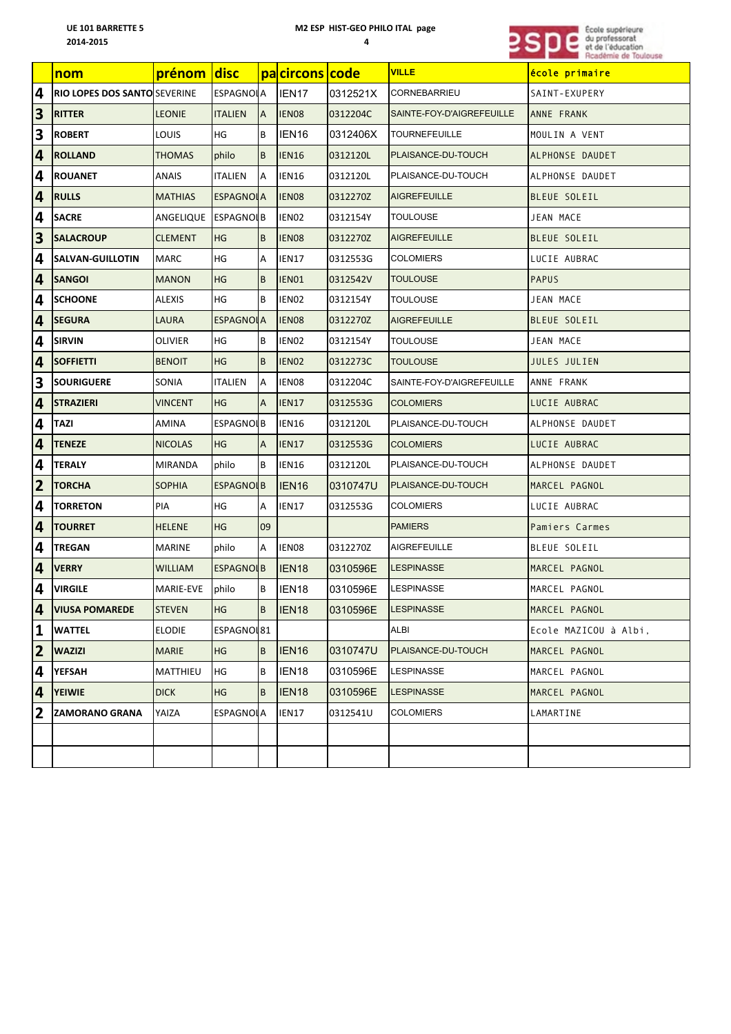UE 101 BARRETTE 5
2014-2015

M2 ESP HIST-GEO PHILO ITAL page 4

| | nom | prénom | disc | pa | circons | code | VILLE | école primaire |
|---|---|---|---|---|---|---|---|---|
| 4 | RIO LOPES DOS SANTO | SEVERINE | ESPAGNOL | A | IEN17 | 0312521X | CORNEBARRIEU | SAINT-EXUPERY |
| 3 | RITTER | LEONIE | ITALIEN | A | IEN08 | 0312204C | SAINTE-FOY-D'AIGREFEUILLE | ANNE FRANK |
| 3 | ROBERT | LOUIS | HG | B | IEN16 | 0312406X | TOURNEFEUILLE | MOULIN A VENT |
| 4 | ROLLAND | THOMAS | philo | B | IEN16 | 0312120L | PLAISANCE-DU-TOUCH | ALPHONSE DAUDET |
| 4 | ROUANET | ANAIS | ITALIEN | A | IEN16 | 0312120L | PLAISANCE-DU-TOUCH | ALPHONSE DAUDET |
| 4 | RULLS | MATHIAS | ESPAGNOL | A | IEN08 | 0312270Z | AIGREFEUILLE | BLEUE SOLEIL |
| 4 | SACRE | ANGELIQUE | ESPAGNOL | B | IEN02 | 0312154Y | TOULOUSE | JEAN MACE |
| 3 | SALACROUP | CLEMENT | HG | B | IEN08 | 0312270Z | AIGREFEUILLE | BLEUE SOLEIL |
| 4 | SALVAN-GUILLOTIN | MARC | HG | A | IEN17 | 0312553G | COLOMIERS | LUCIE AUBRAC |
| 4 | SANGOI | MANON | HG | B | IEN01 | 0312542V | TOULOUSE | PAPUS |
| 4 | SCHOONE | ALEXIS | HG | B | IEN02 | 0312154Y | TOULOUSE | JEAN MACE |
| 4 | SEGURA | LAURA | ESPAGNOL | A | IEN08 | 0312270Z | AIGREFEUILLE | BLEUE SOLEIL |
| 4 | SIRVIN | OLIVIER | HG | B | IEN02 | 0312154Y | TOULOUSE | JEAN MACE |
| 4 | SOFFIETTI | BENOIT | HG | B | IEN02 | 0312273C | TOULOUSE | JULES JULIEN |
| 3 | SOURIGUERE | SONIA | ITALIEN | A | IEN08 | 0312204C | SAINTE-FOY-D'AIGREFEUILLE | ANNE FRANK |
| 4 | STRAZIERI | VINCENT | HG | A | IEN17 | 0312553G | COLOMIERS | LUCIE AUBRAC |
| 4 | TAZI | AMINA | ESPAGNOL | B | IEN16 | 0312120L | PLAISANCE-DU-TOUCH | ALPHONSE DAUDET |
| 4 | TENEZE | NICOLAS | HG | A | IEN17 | 0312553G | COLOMIERS | LUCIE AUBRAC |
| 4 | TERALY | MIRANDA | philo | B | IEN16 | 0312120L | PLAISANCE-DU-TOUCH | ALPHONSE DAUDET |
| 2 | TORCHA | SOPHIA | ESPAGNOL | B | IEN16 | 0310747U | PLAISANCE-DU-TOUCH | MARCEL PAGNOL |
| 4 | TORRETON | PIA | HG | A | IEN17 | 0312553G | COLOMIERS | LUCIE AUBRAC |
| 4 | TOURRET | HELENE | HG | 09 | | | PAMIERS | Pamiers Carmes |
| 4 | TREGAN | MARINE | philo | A | IEN08 | 0312270Z | AIGREFEUILLE | BLEUE SOLEIL |
| 4 | VERRY | WILLIAM | ESPAGNOL | B | IEN18 | 0310596E | LESPINASSE | MARCEL PAGNOL |
| 4 | VIRGILE | MARIE-EVE | philo | B | IEN18 | 0310596E | LESPINASSE | MARCEL PAGNOL |
| 4 | VIUSA POMAREDE | STEVEN | HG | B | IEN18 | 0310596E | LESPINASSE | MARCEL PAGNOL |
| 1 | WATTEL | ELODIE | ESPAGNOL | 81 | | | ALBI | Ecole MAZICOU à Albi, |
| 2 | WAZIZI | MARIE | HG | B | IEN16 | 0310747U | PLAISANCE-DU-TOUCH | MARCEL PAGNOL |
| 4 | YEFSAH | MATTHIEU | HG | B | IEN18 | 0310596E | LESPINASSE | MARCEL PAGNOL |
| 4 | YEIWIE | DICK | HG | B | IEN18 | 0310596E | LESPINASSE | MARCEL PAGNOL |
| 2 | ZAMORANO GRANA | YAIZA | ESPAGNOL | A | IEN17 | 0312541U | COLOMIERS | LAMARTINE |
| | | | | | | | | |
| | | | | | | | | |